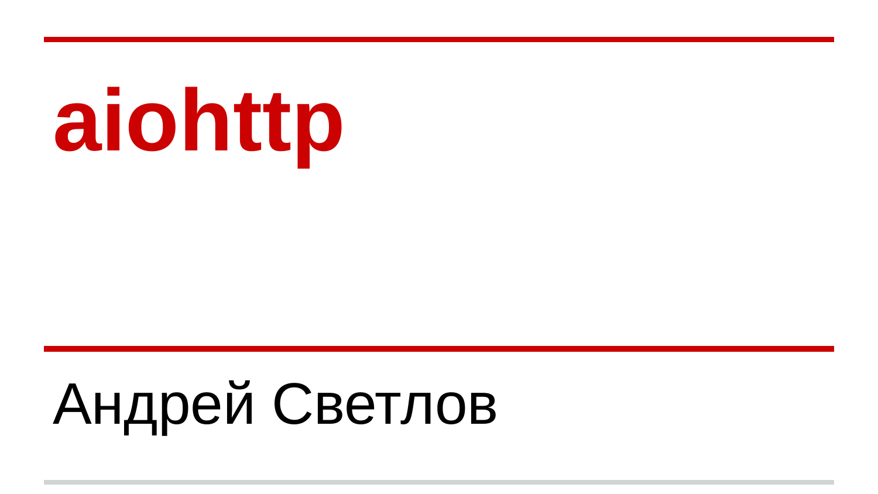# aiohttp

Андрей Светлов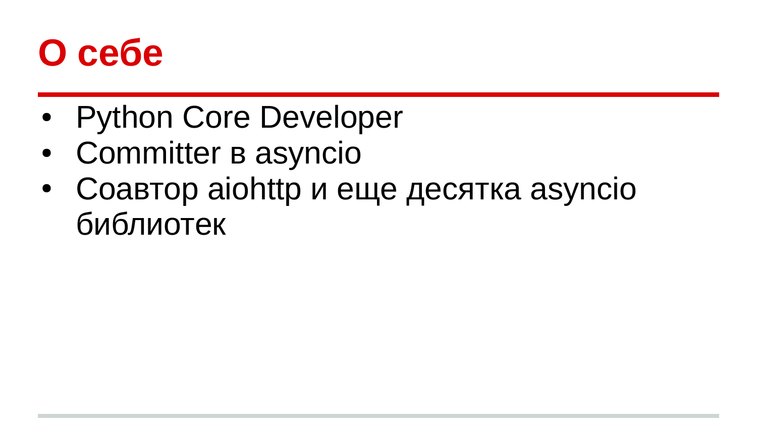# О себе

- Python Core Developer
- Committer в asyncio
- Соавтор aiohttp и еще десятка asyncio библиотек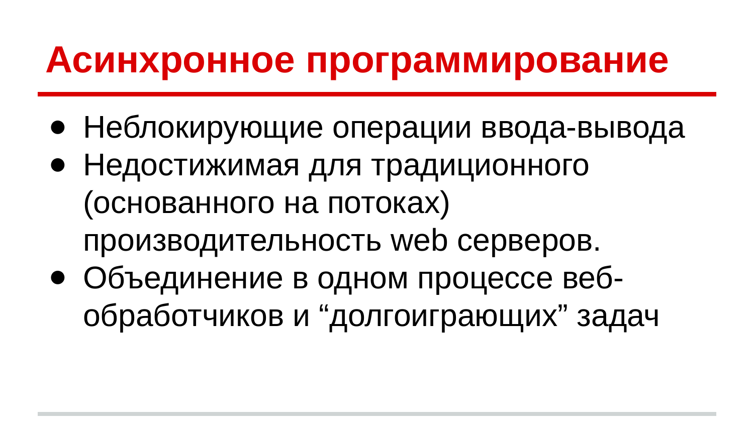# Асинхронное программирование

- Неблокирующие операции ввода-вывода
- Недостижимая для традиционного (основанного на потоках) производительность web серверов.
- Объединение в одном процессе веб-обработчиков и “долгоиграющих” задач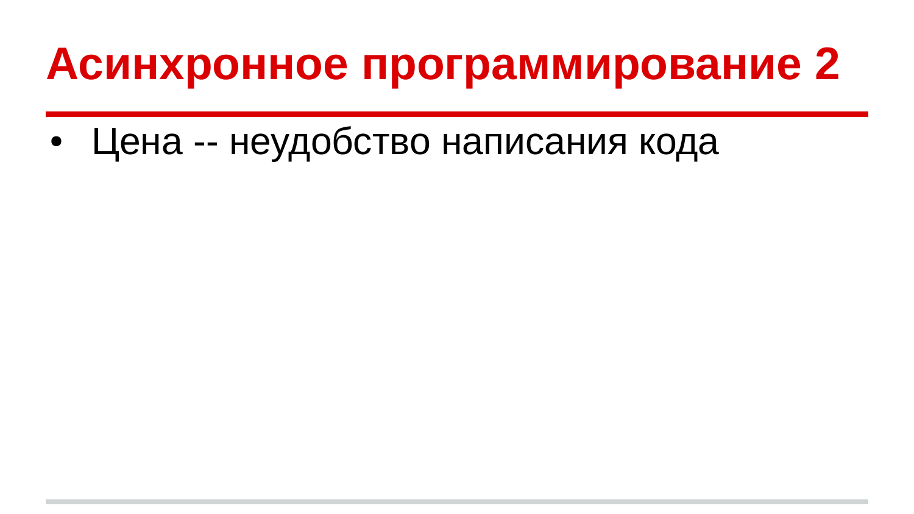# Асинхронное программирование 2

- Цена -- неудобство написания кода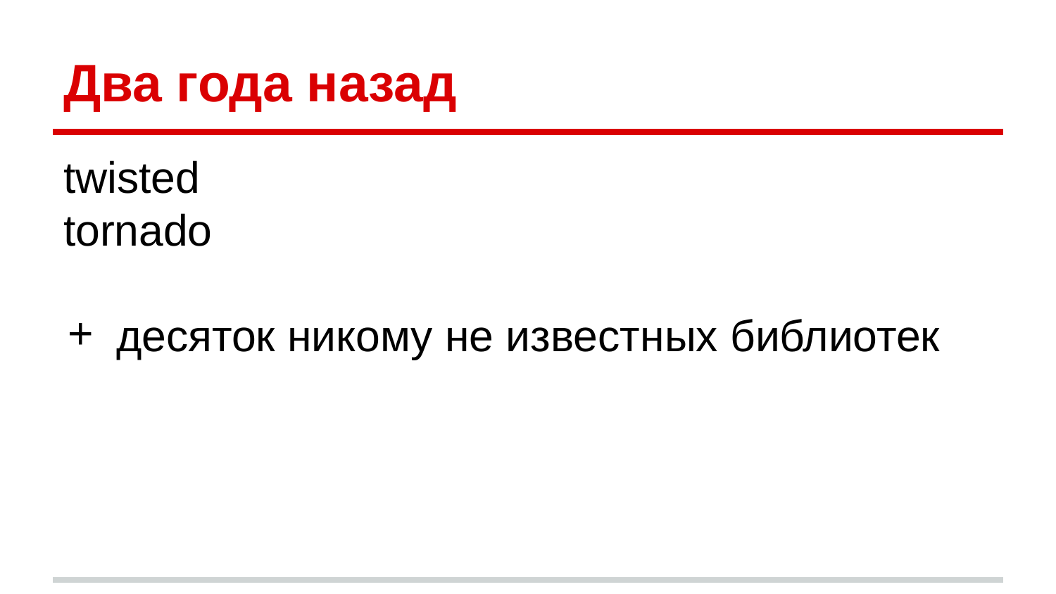# Два года назад

twisted
tornado

+ десяток никому не известных библиотек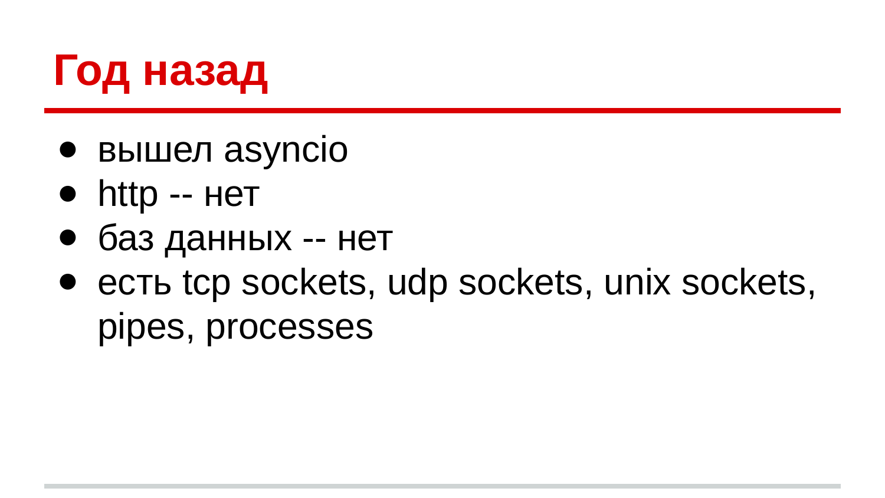# Год назад

- вышел asyncio
- http -- нет
- баз данных -- нет
- есть tcp sockets, udp sockets, unix sockets, pipes, processes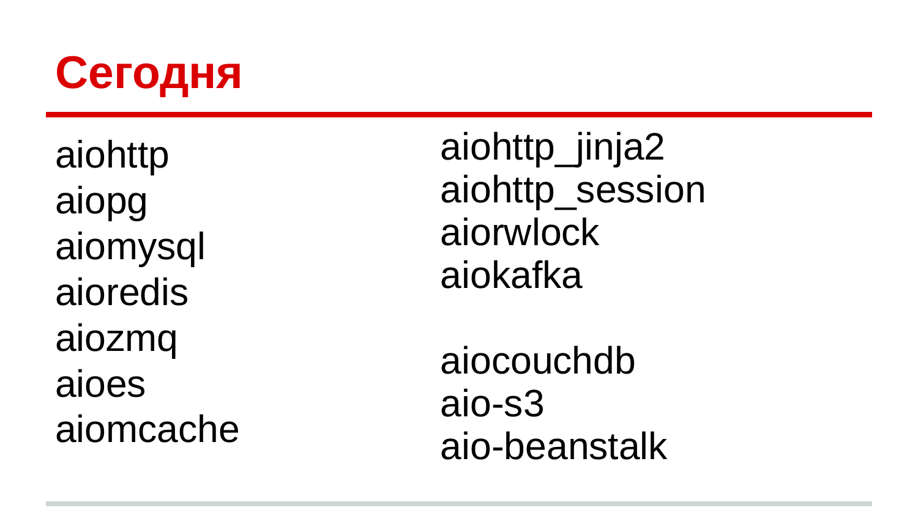# Сегодня

aiohttp
aiopg
aiomysql
aioredis
aiozmq
aioes
aiomcache

aiohttp_jinja2
aiohttp_session
aiorwlock
aiokafka

aiocouchdb
aio-s3
aio-beanstalk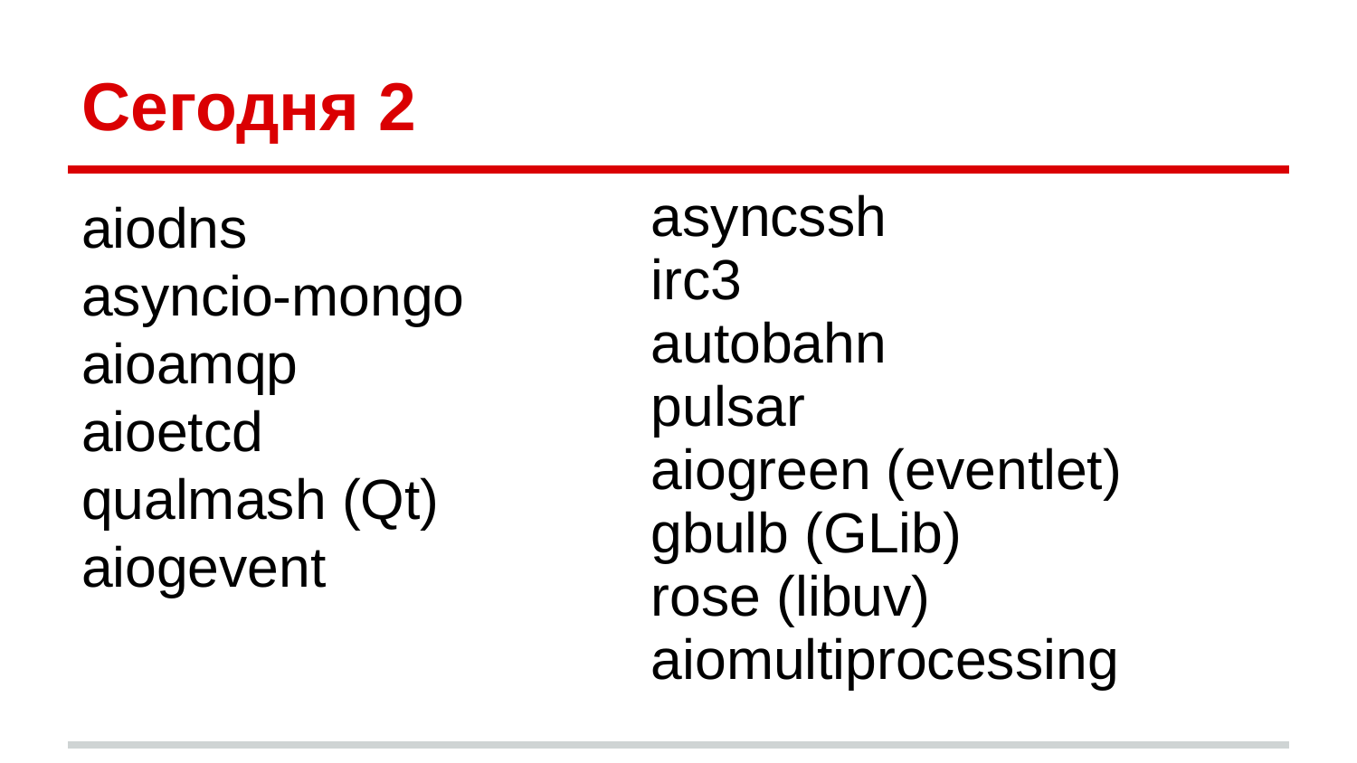# Сегодня 2

aiodns
asyncio-mongo
aioamqp
aioetcd
qualmash (Qt)
aiogevent

asyncssh
irc3
autobahn
pulsar
aiogreen (eventlet)
gbulb (GLib)
rose (libuv)
aiomultiprocessing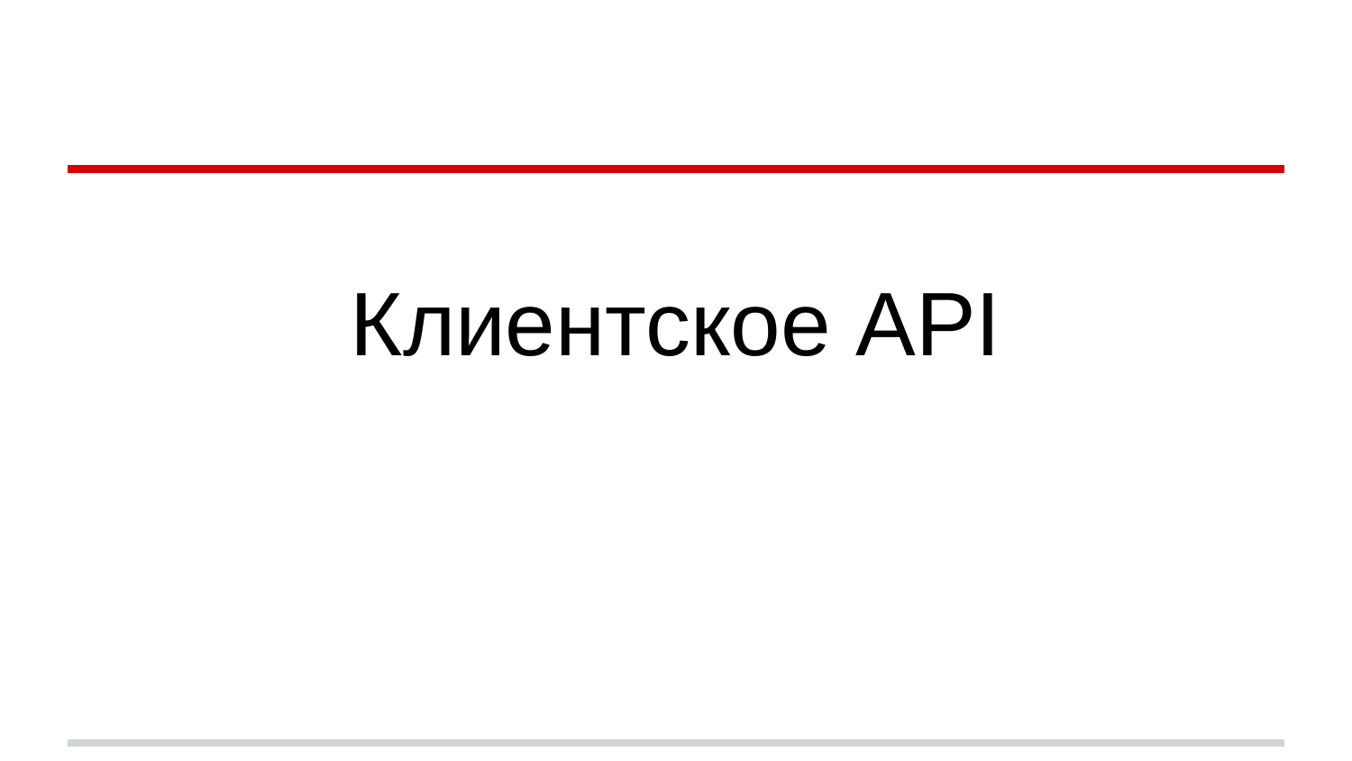# Клиентское API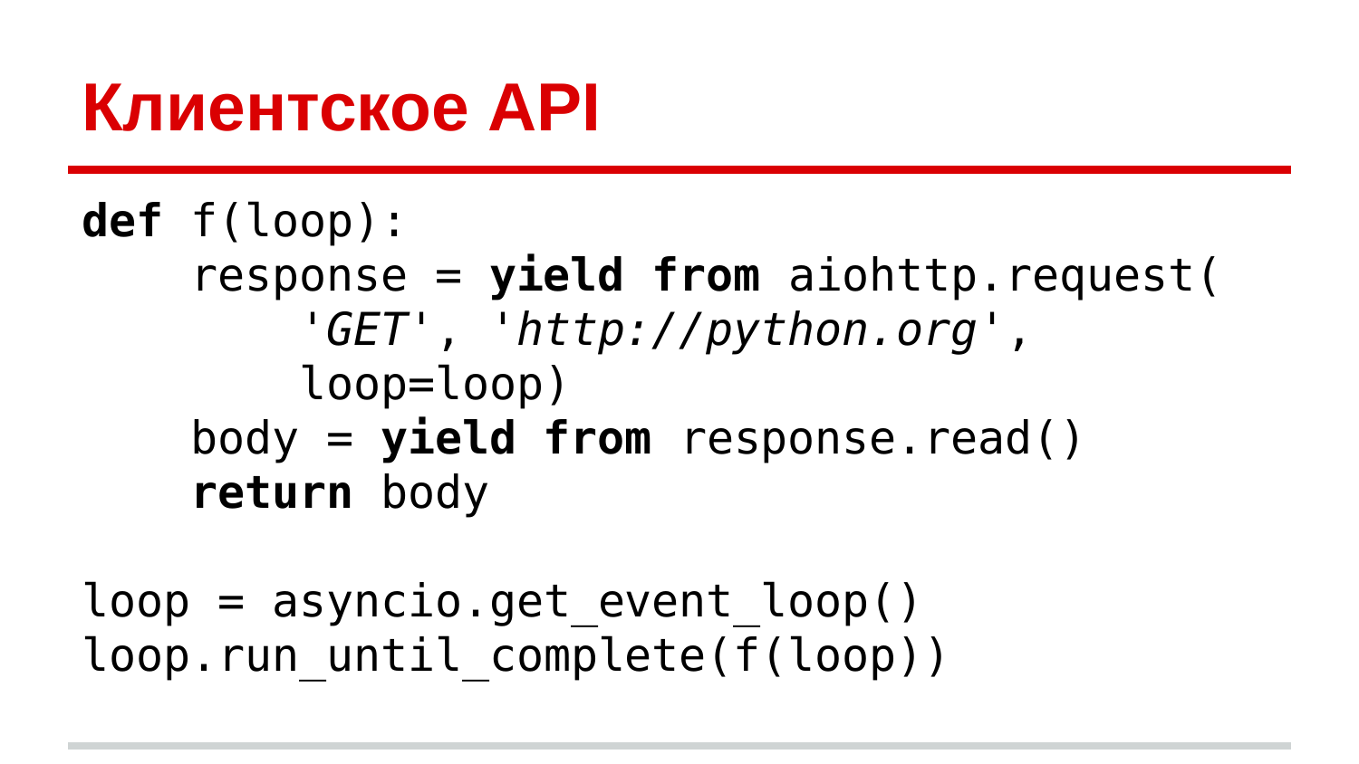# Клиентское API

```
def f(loop):
    response = yield from aiohttp.request(
        'GET', 'http://python.org',
        loop=loop)
    body = yield from response.read()
    return body

loop = asyncio.get_event_loop()
loop.run_until_complete(f(loop))
```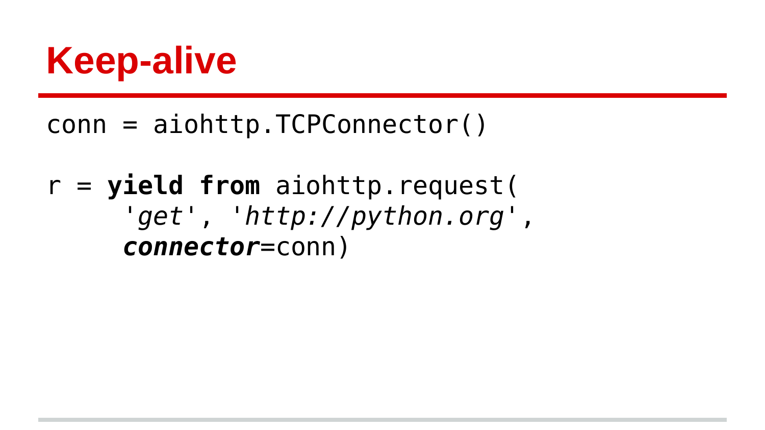# Keep-alive

```
conn = aiohttp.TCPConnector()

r = yield from aiohttp.request(
      'get', 'http://python.org',
      connector=conn)
```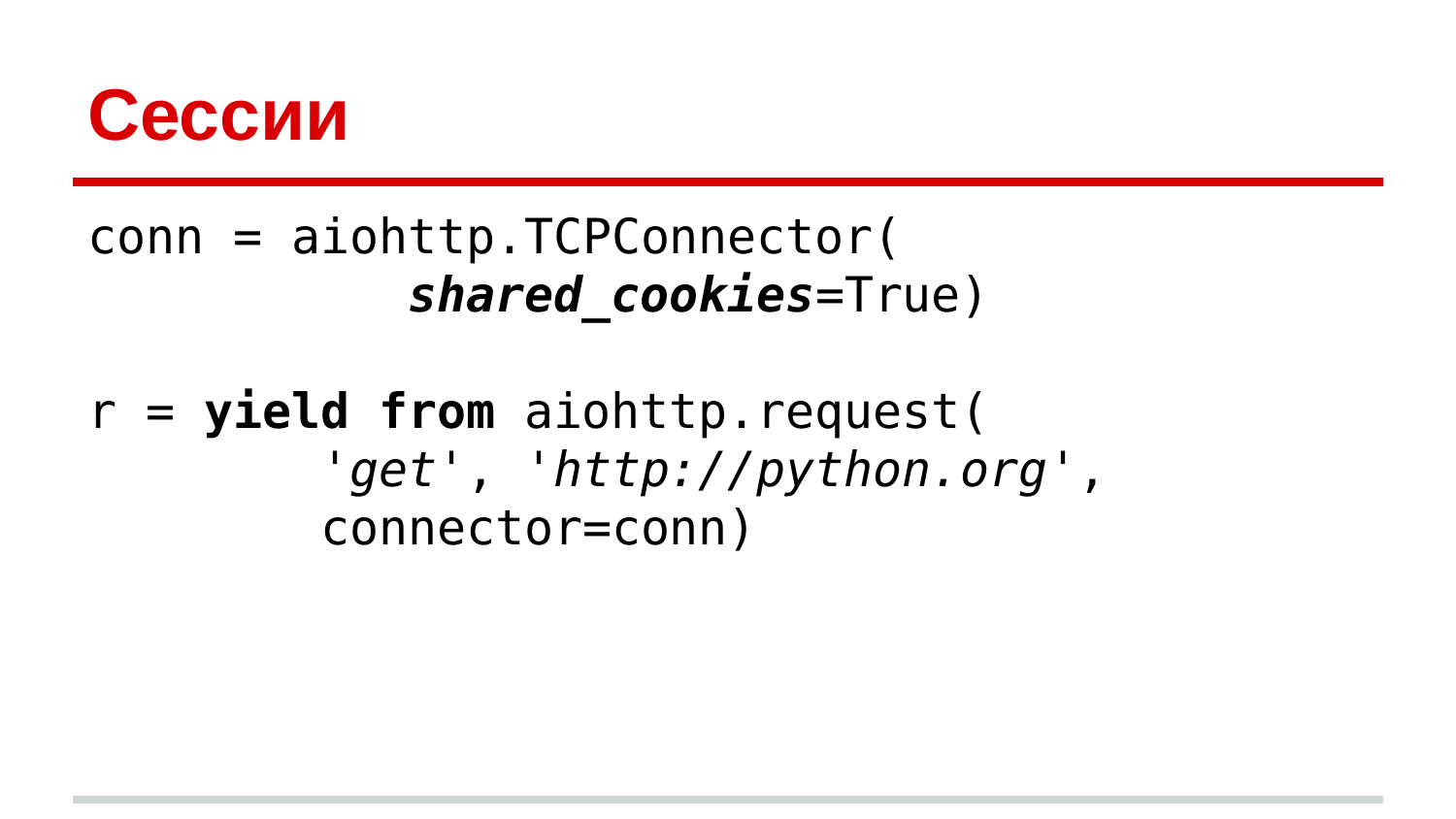# Сессии

```
conn = aiohttp.TCPConnector(
           shared_cookies=True)

r = yield from aiohttp.request(
        'get', 'http://python.org',
        connector=conn)
```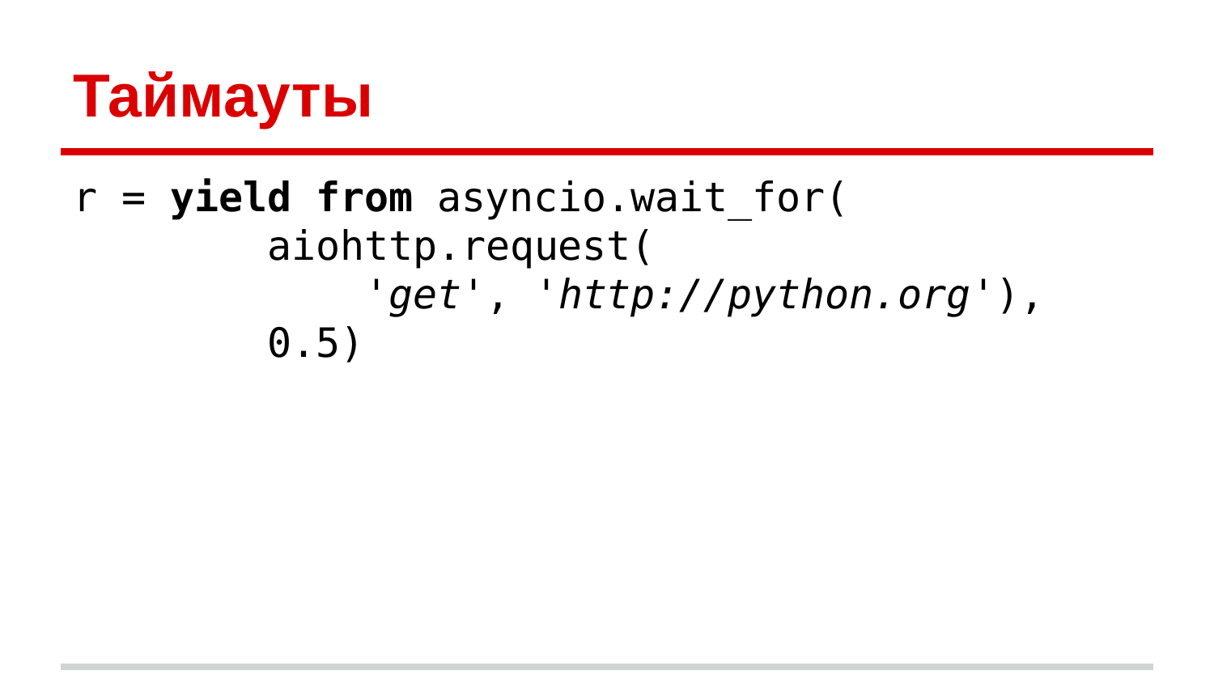# Таймауты

```
r = yield from asyncio.wait_for(
        aiohttp.request(
            'get', 'http://python.org'),
        0.5)
```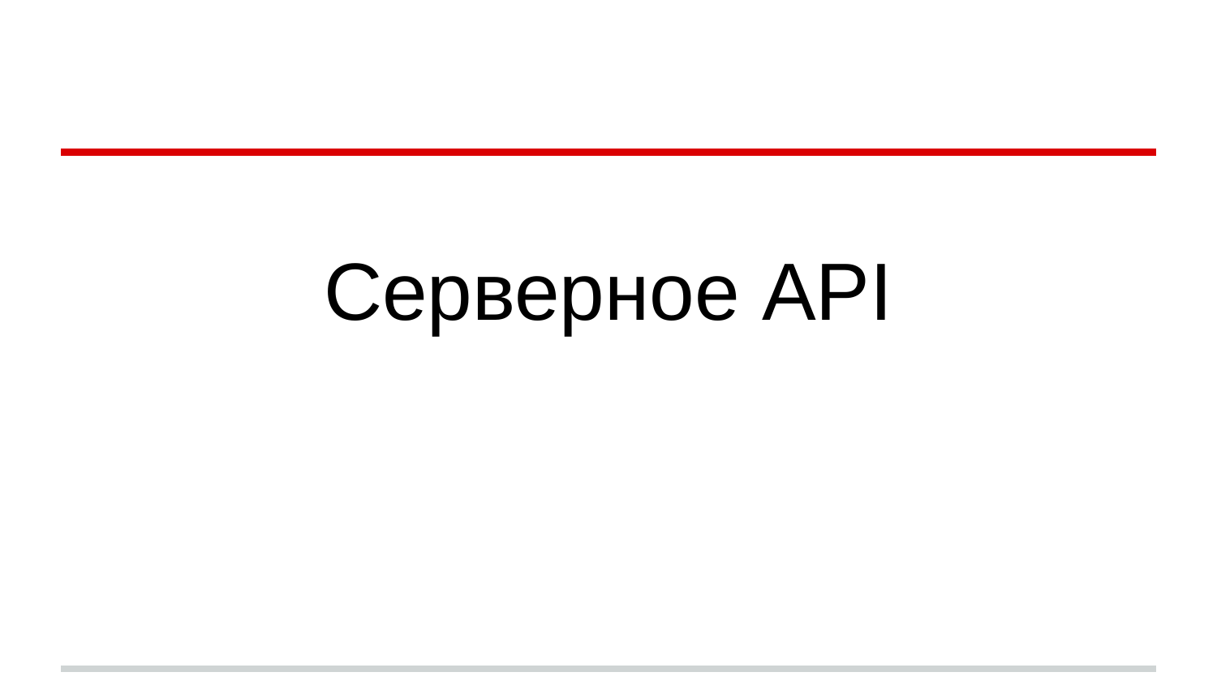# Серверное API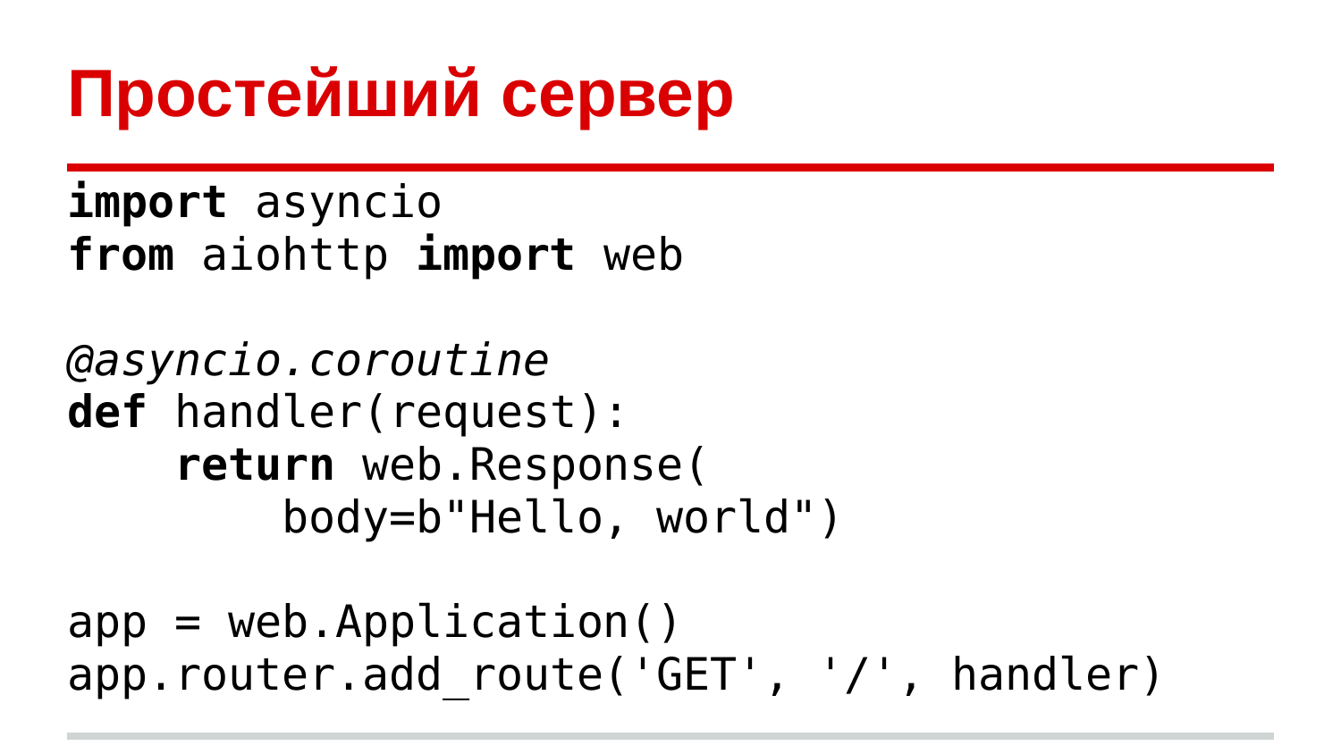# Простейший сервер

```python
import asyncio
from aiohttp import web

@asyncio.coroutine
def handler(request):
    return web.Response(
        body=b"Hello, world")

app = web.Application()
app.router.add_route('GET', '/', handler)
```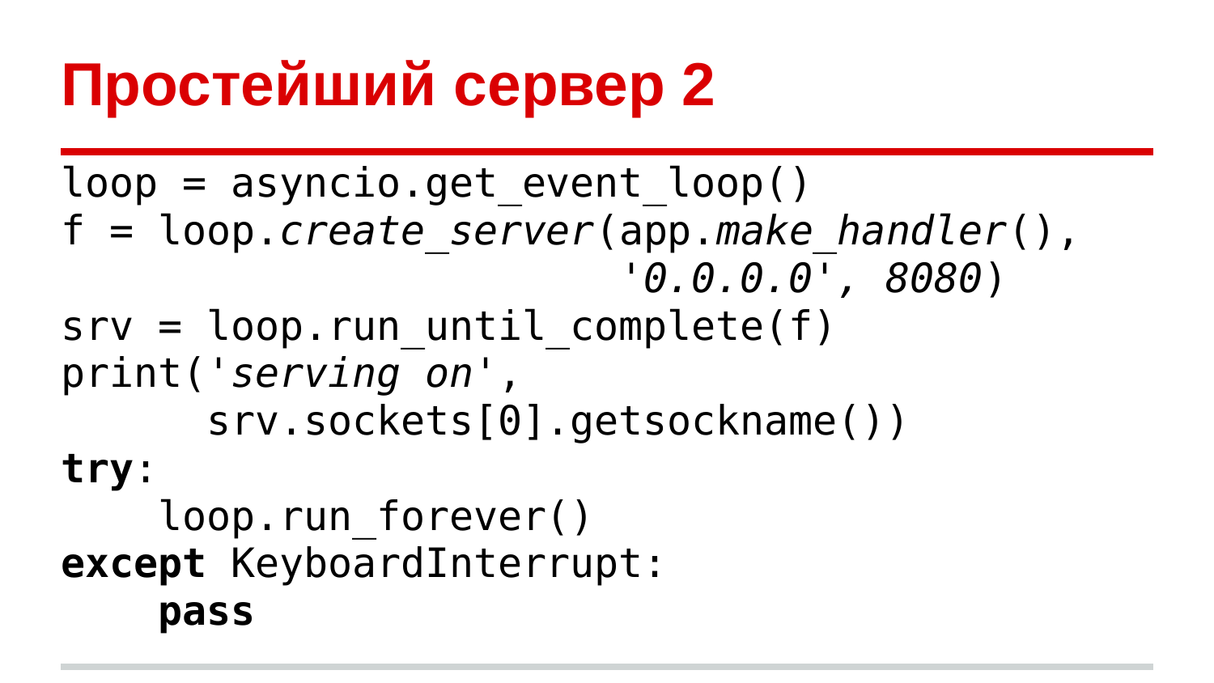# Простейший сервер 2

```
loop = asyncio.get_event_loop()
f = loop.create_server(app.make_handler(),
                       '0.0.0.0', 8080)
srv = loop.run_until_complete(f)
print('serving on',
      srv.sockets[0].getsockname())
try:
    loop.run_forever()
except KeyboardInterrupt:
    pass
```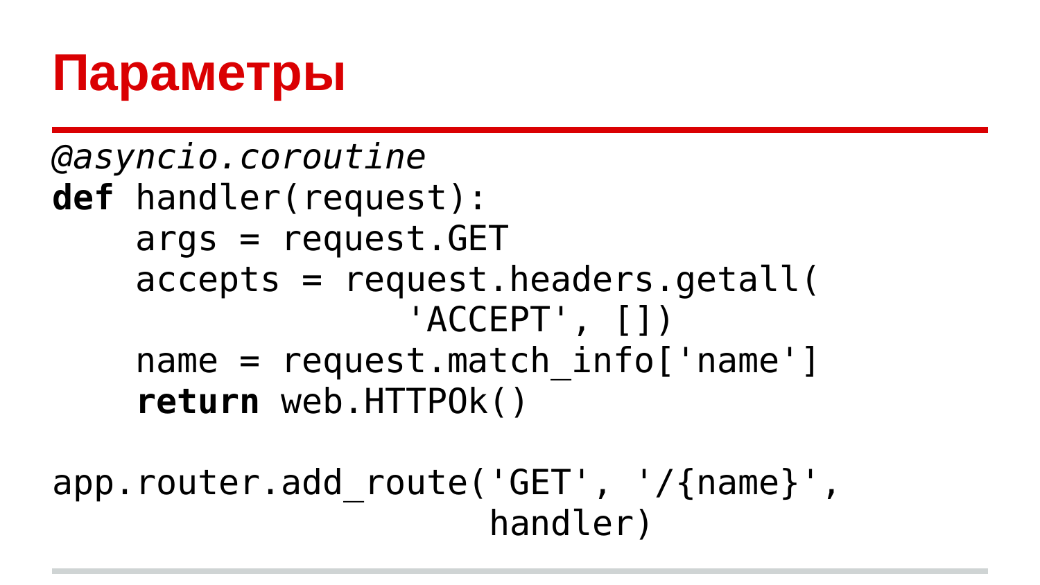# Параметры

```python
@asyncio.coroutine
def handler(request):
    args = request.GET
    accepts = request.headers.getall(
                 'ACCEPT', [])
    name = request.match_info['name']
    return web.HTTPOk()

app.router.add_route('GET', '/{name}',
                     handler)
```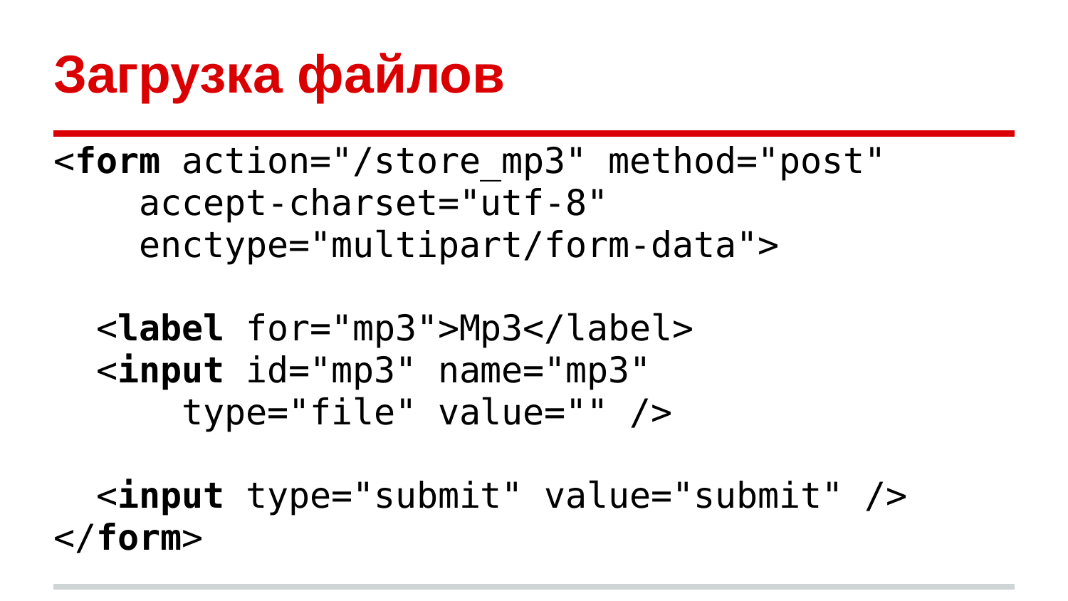# Загрузка файлов

```
<form action="/store_mp3" method="post"
    accept-charset="utf-8"
    enctype="multipart/form-data">

  <label for="mp3">Mp3</label>
  <input id="mp3" name="mp3"
      type="file" value="" />

  <input type="submit" value="submit" />
</form>
```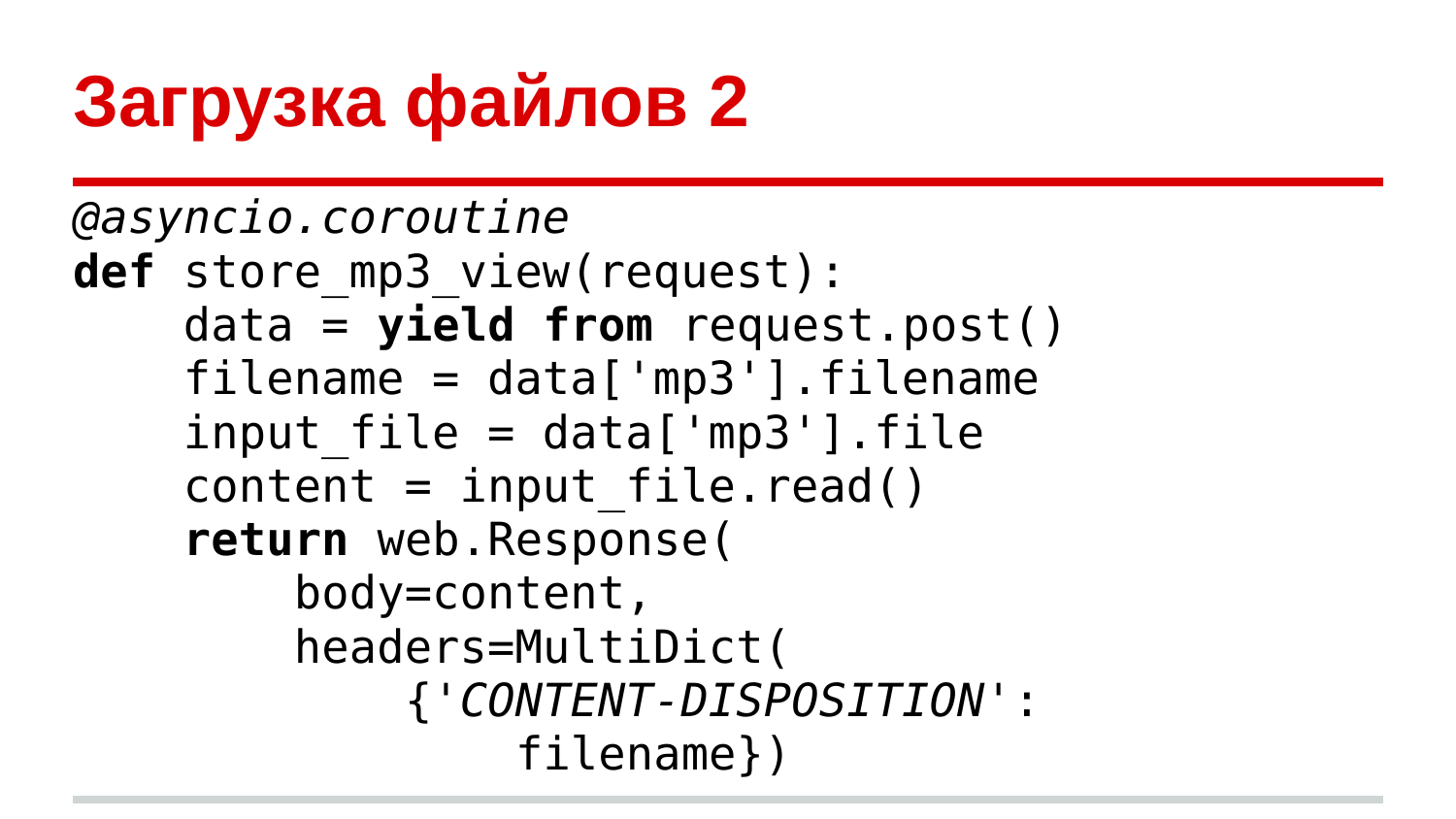# Загрузка файлов 2

```
@asyncio.coroutine
def store_mp3_view(request):
    data = yield from request.post()
    filename = data['mp3'].filename
    input_file = data['mp3'].file
    content = input_file.read()
    return web.Response(
        body=content,
        headers=MultiDict(
            {'CONTENT-DISPOSITION':
                filename})
```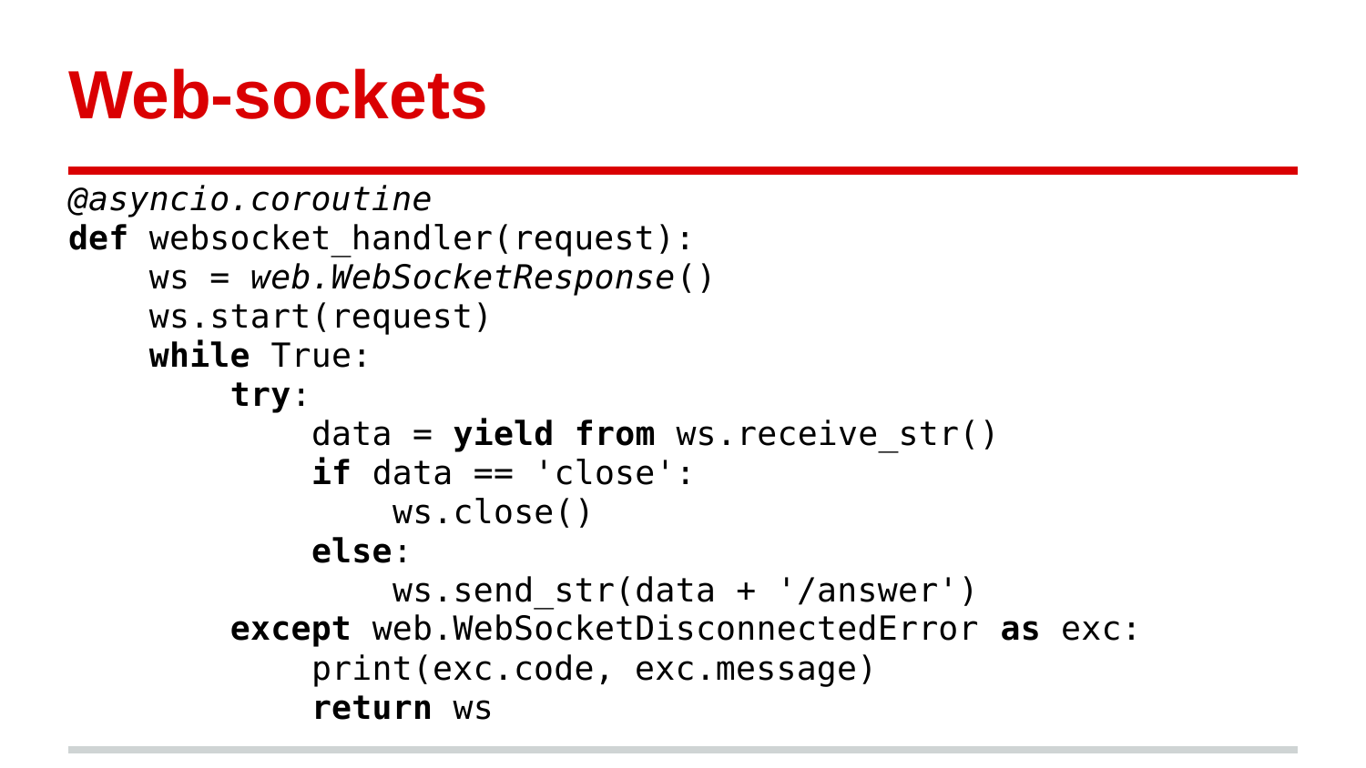# Web-sockets

```python
@asyncio.coroutine
def websocket_handler(request):
    ws = web.WebSocketResponse()
    ws.start(request)
    while True:
        try:
            data = yield from ws.receive_str()
            if data == 'close':
                ws.close()
            else:
                ws.send_str(data + '/answer')
        except web.WebSocketDisconnectedError as exc:
            print(exc.code, exc.message)
            return ws
```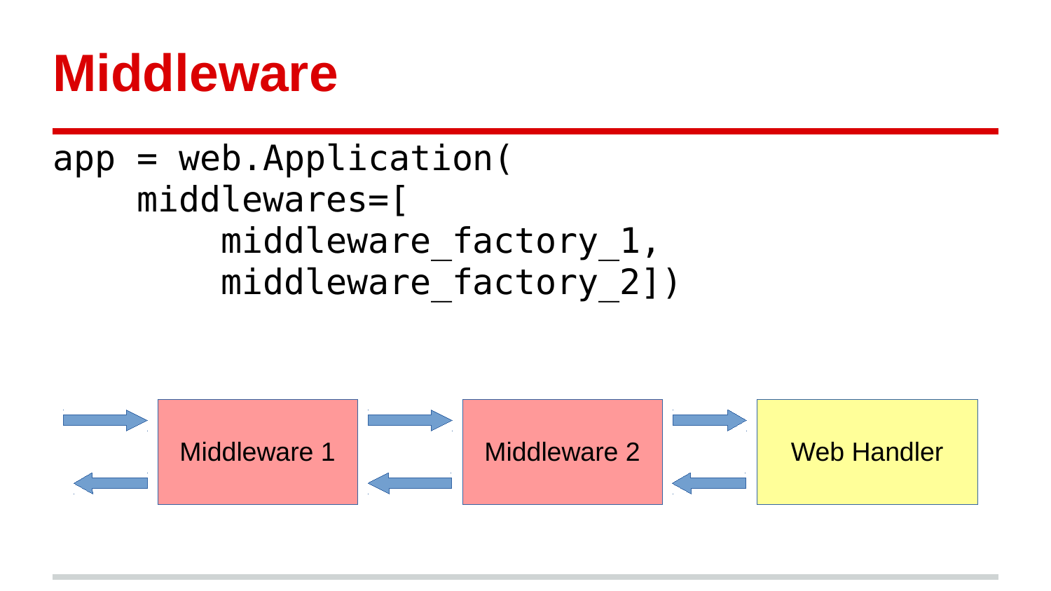# Middleware

```
app = web.Application(
    middlewares=[
        middleware_factory_1,
        middleware_factory_2])
```

Middleware 1 → Middleware 2 → Web Handler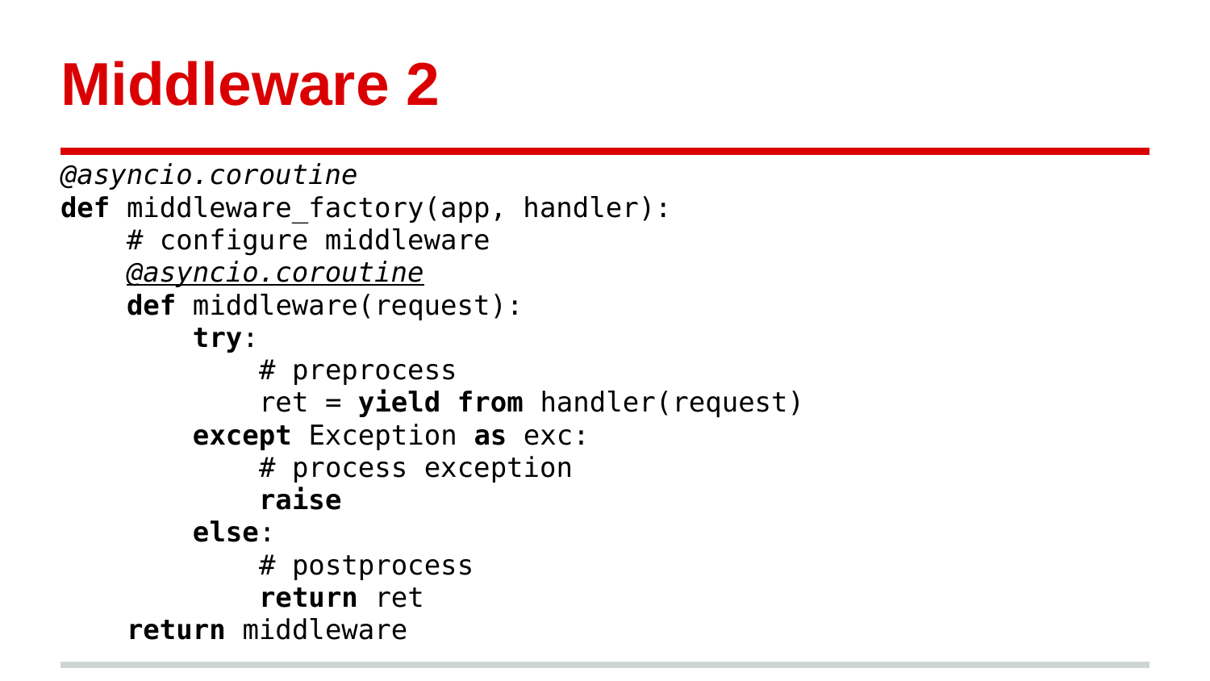# Middleware 2

```
@asyncio.coroutine
def middleware_factory(app, handler):
    # configure middleware
    @asyncio.coroutine
    def middleware(request):
        try:
            # preprocess
            ret = yield from handler(request)
        except Exception as exc:
            # process exception
            raise
        else:
            # postprocess
            return ret
    return middleware
```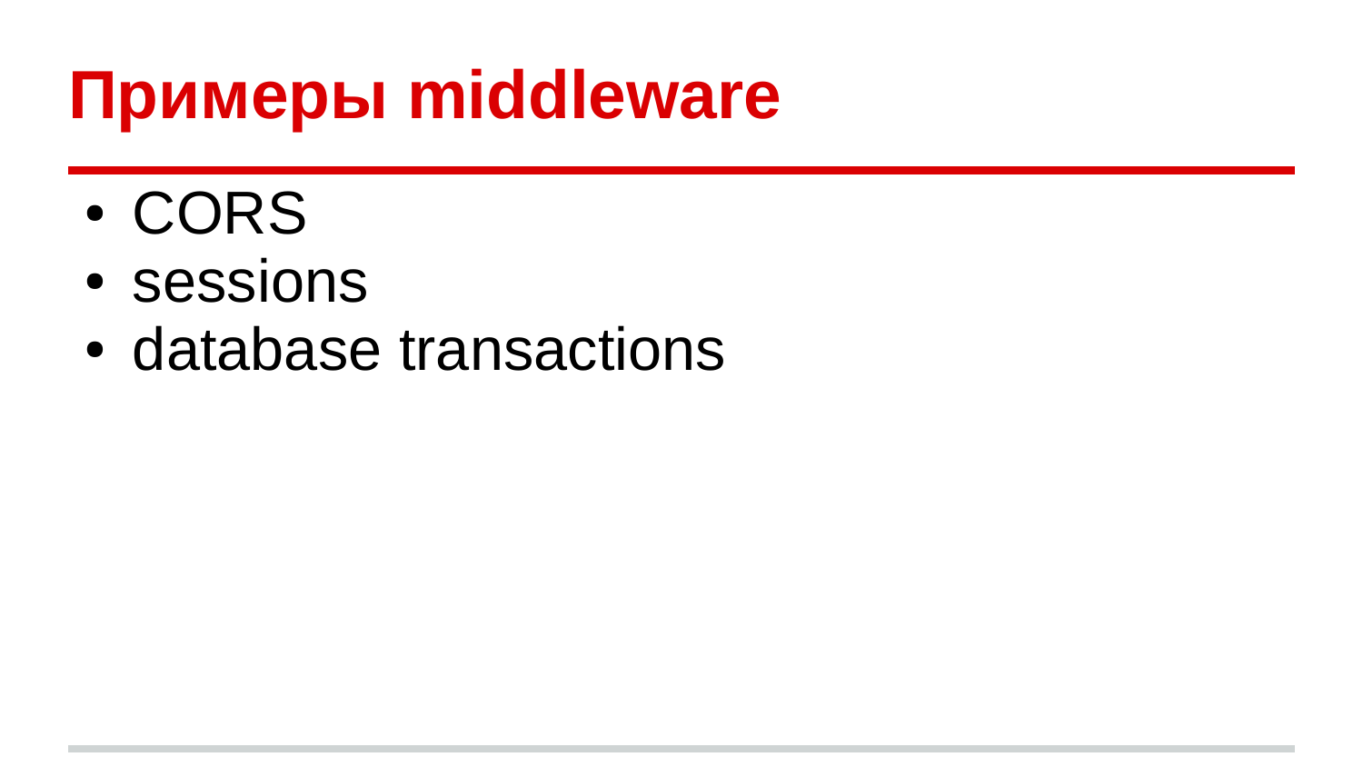# Примеры middleware

- CORS
- sessions
- database transactions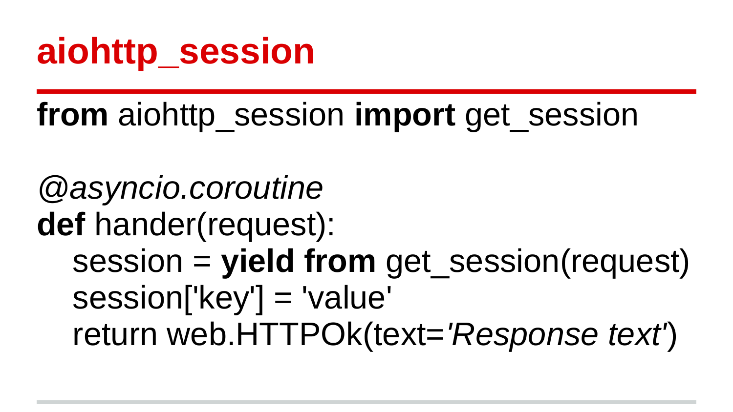# aiohttp_session

```
from aiohttp_session import get_session

@asyncio.coroutine
def hander(request):
    session = yield from get_session(request)
    session['key'] = 'value'
    return web.HTTPOk(text='Response text')
```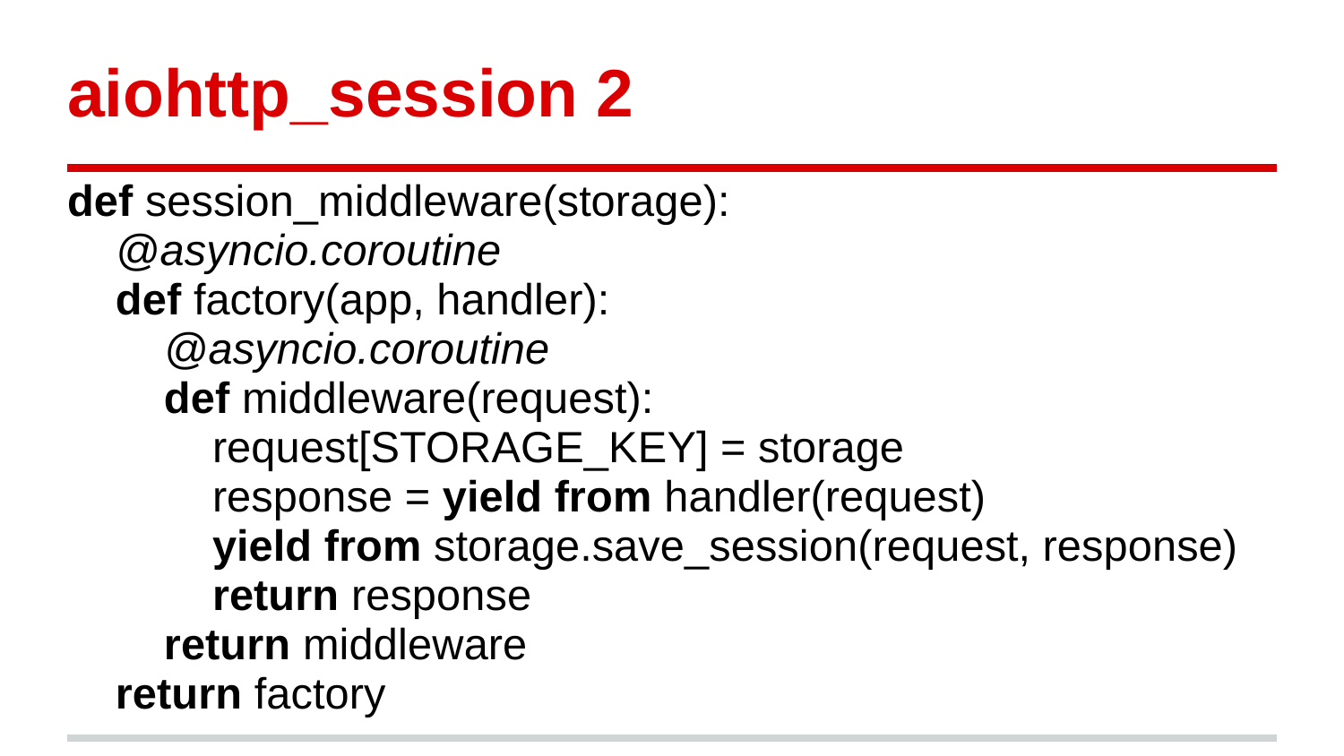# aiohttp_session 2

```python
def session_middleware(storage):
    @asyncio.coroutine
    def factory(app, handler):
        @asyncio.coroutine
        def middleware(request):
            request[STORAGE_KEY] = storage
            response = yield from handler(request)
            yield from storage.save_session(request, response)
            return response
        return middleware
    return factory
```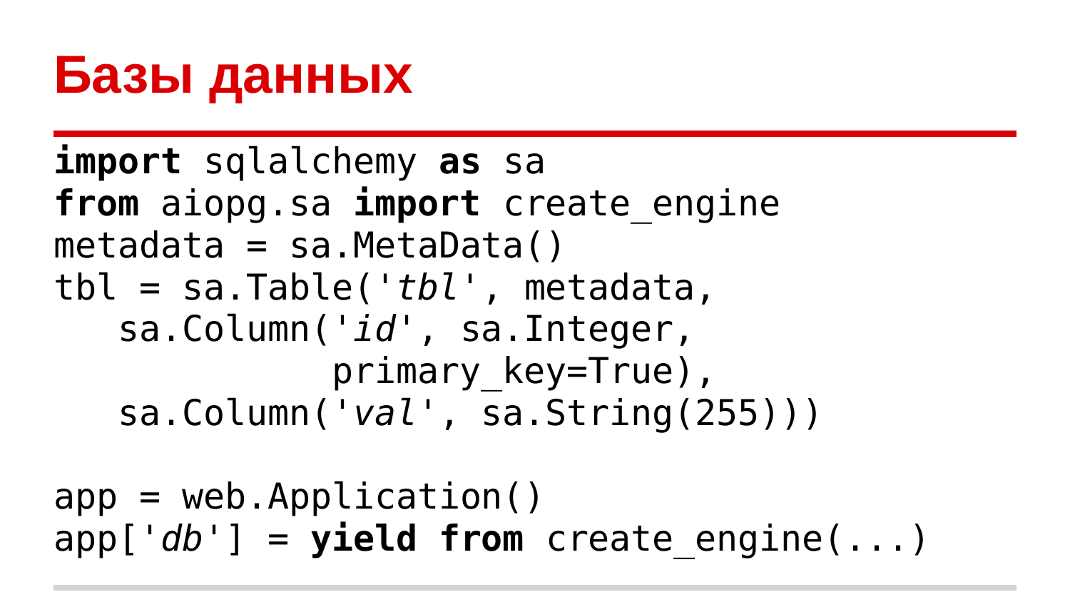# Базы данных

```
import sqlalchemy as sa
from aiopg.sa import create_engine
metadata = sa.MetaData()
tbl = sa.Table('tbl', metadata,
   sa.Column('id', sa.Integer,
             primary_key=True),
   sa.Column('val', sa.String(255)))

app = web.Application()
app['db'] = yield from create_engine(...)
```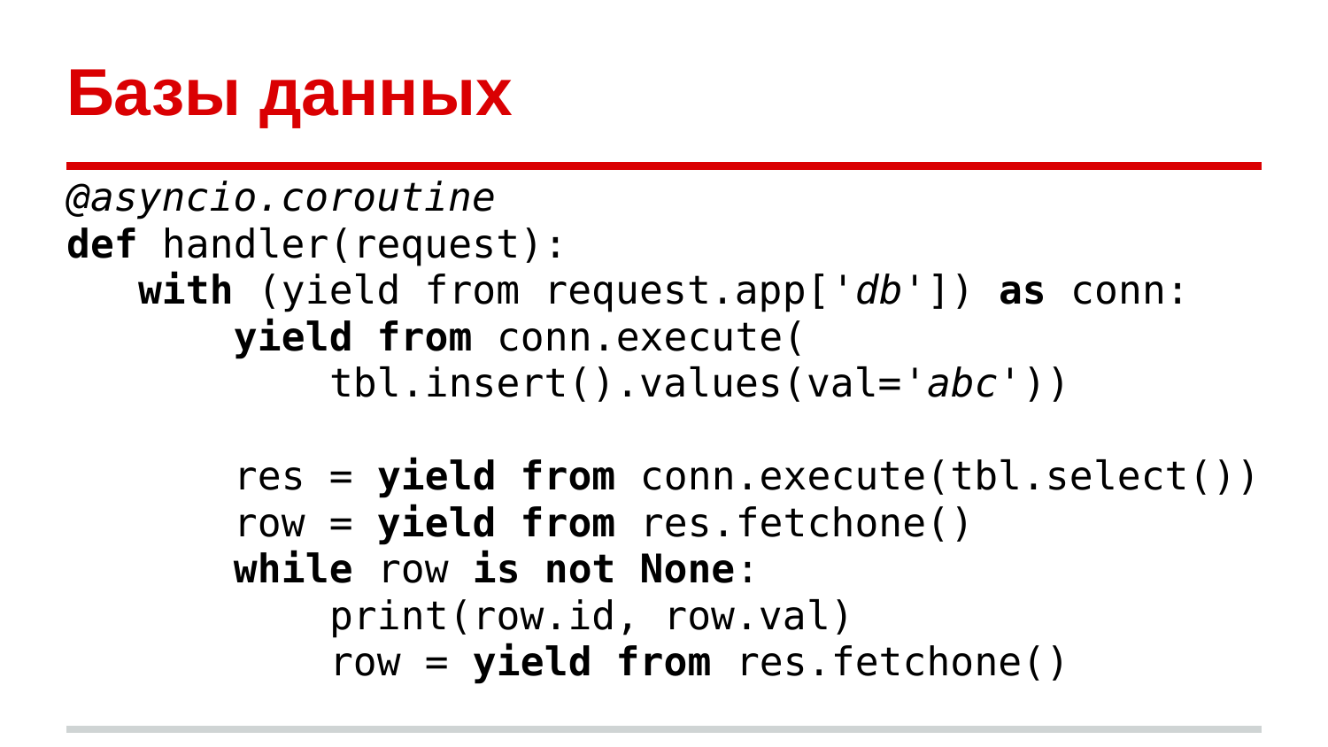# Базы данных

```
@asyncio.coroutine
def handler(request):
    with (yield from request.app['db']) as conn:
        yield from conn.execute(
            tbl.insert().values(val='abc'))

        res = yield from conn.execute(tbl.select())
        row = yield from res.fetchone()
        while row is not None:
            print(row.id, row.val)
            row = yield from res.fetchone()
```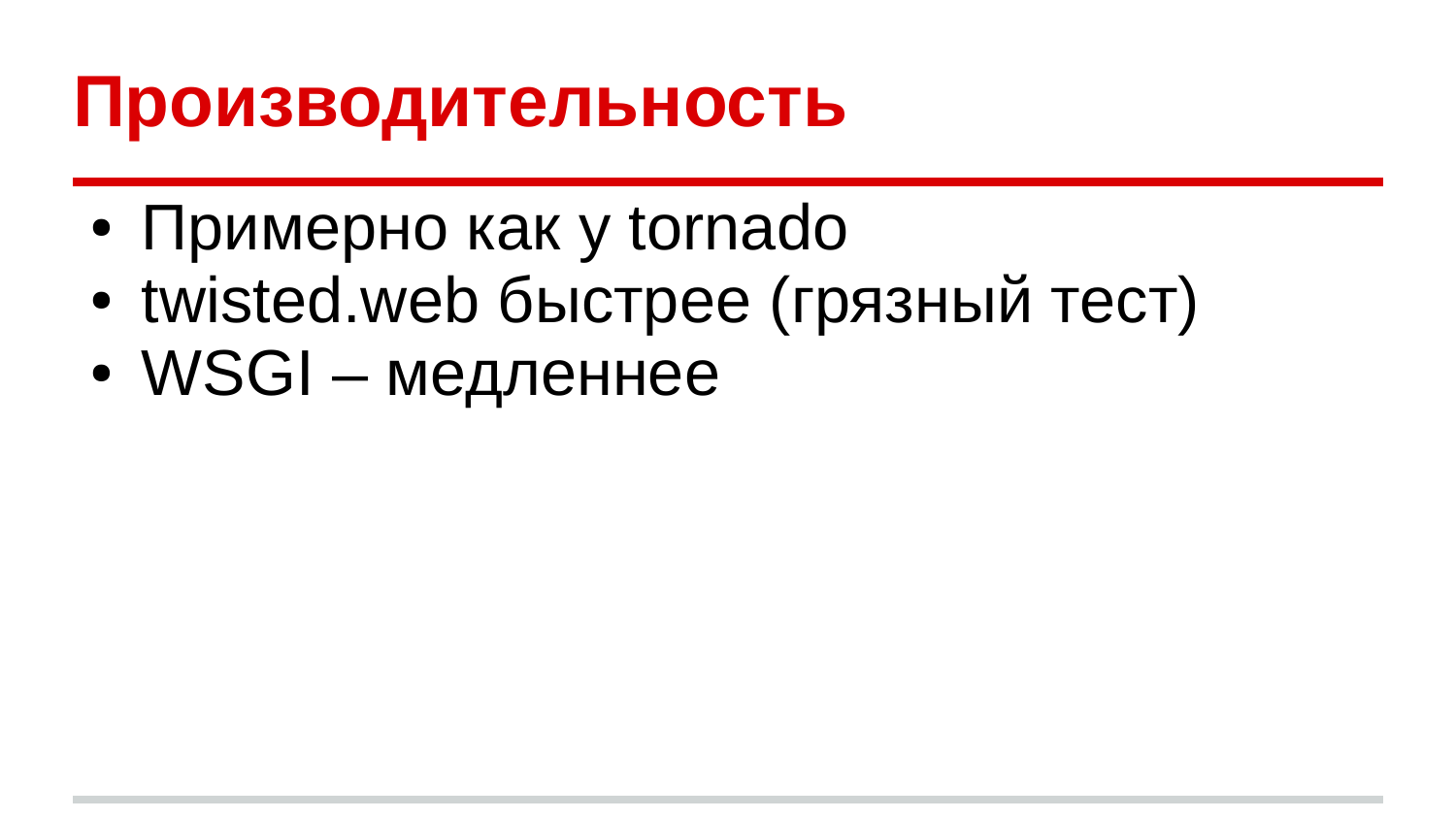# Производительность

- Примерно как у tornado
- twisted.web быстрее (грязный тест)
- WSGI – медленнее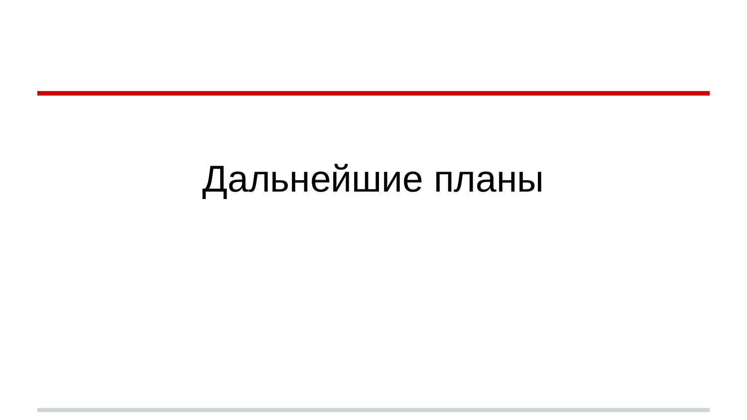# Дальнейшие планы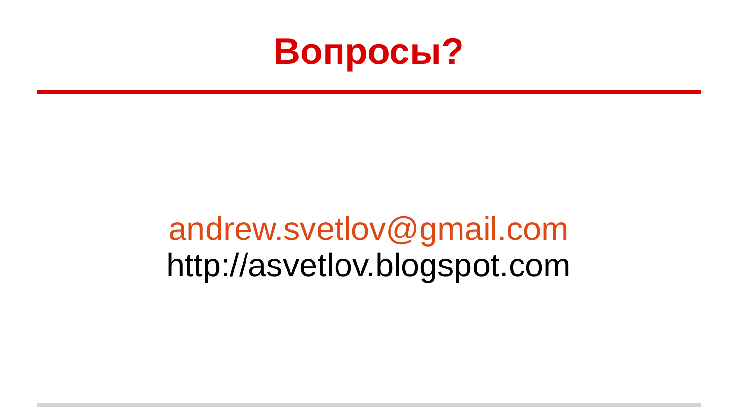# Вопросы?

andrew.svetlov@gmail.com
http://asvetlov.blogspot.com